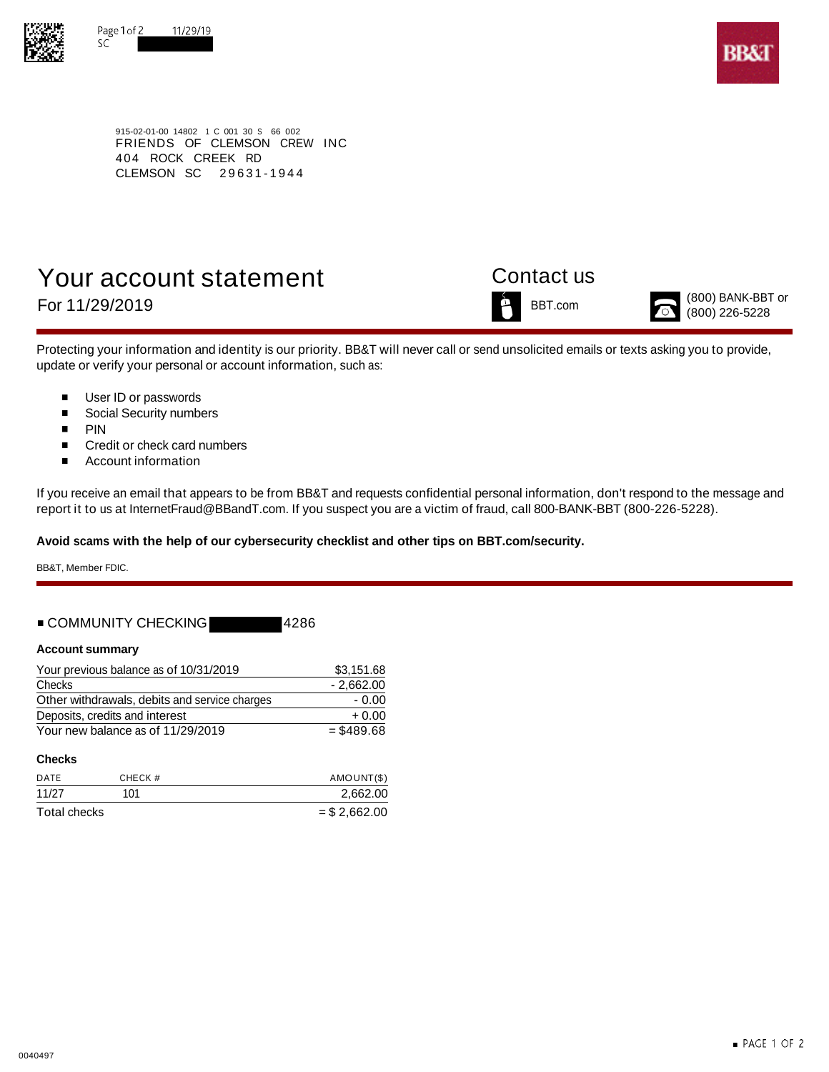915-02-01-00 14802 1 C 001 30 S 66 002
FRIENDS OF CLEMSON CREW INC
404 ROCK CREEK RD
CLEMSON SC 29631-1944

# Your account statement

For 11/29/2019

## Contact us

BBT.com

(800) BANK-BBT or (800) 226-5228

Protecting your information and identity is our priority. BB&T will never call or send unsolicited emails or texts asking you to provide, update or verify your personal or account information, such as:

- User ID or passwords
- Social Security numbers
- PIN
- Credit or check card numbers
- Account information

If you receive an email that appears to be from BB&T and requests confidential personal information, don't respond to the message and report it to us at InternetFraud@BBandT.com. If you suspect you are a victim of fraud, call 800-BANK-BBT (800-226-5228).

**Avoid scams with the help of our cybersecurity checklist and other tips on BBT.com/security.**

BB&T, Member FDIC.

## COMMUNITY CHECKING 4286

### Account summary

| | |
|---|---|
| Your previous balance as of 10/31/2019 | $3,151.68 |
| Checks | - 2,662.00 |
| Other withdrawals, debits and service charges | - 0.00 |
| Deposits, credits and interest | + 0.00 |
| Your new balance as of 11/29/2019 | = $489.68 |

### Checks

| DATE | CHECK # | AMOUNT($) |
|---|---|---|
| 11/27 | 101 | 2,662.00 |
| Total checks | | = $ 2,662.00 |

0040497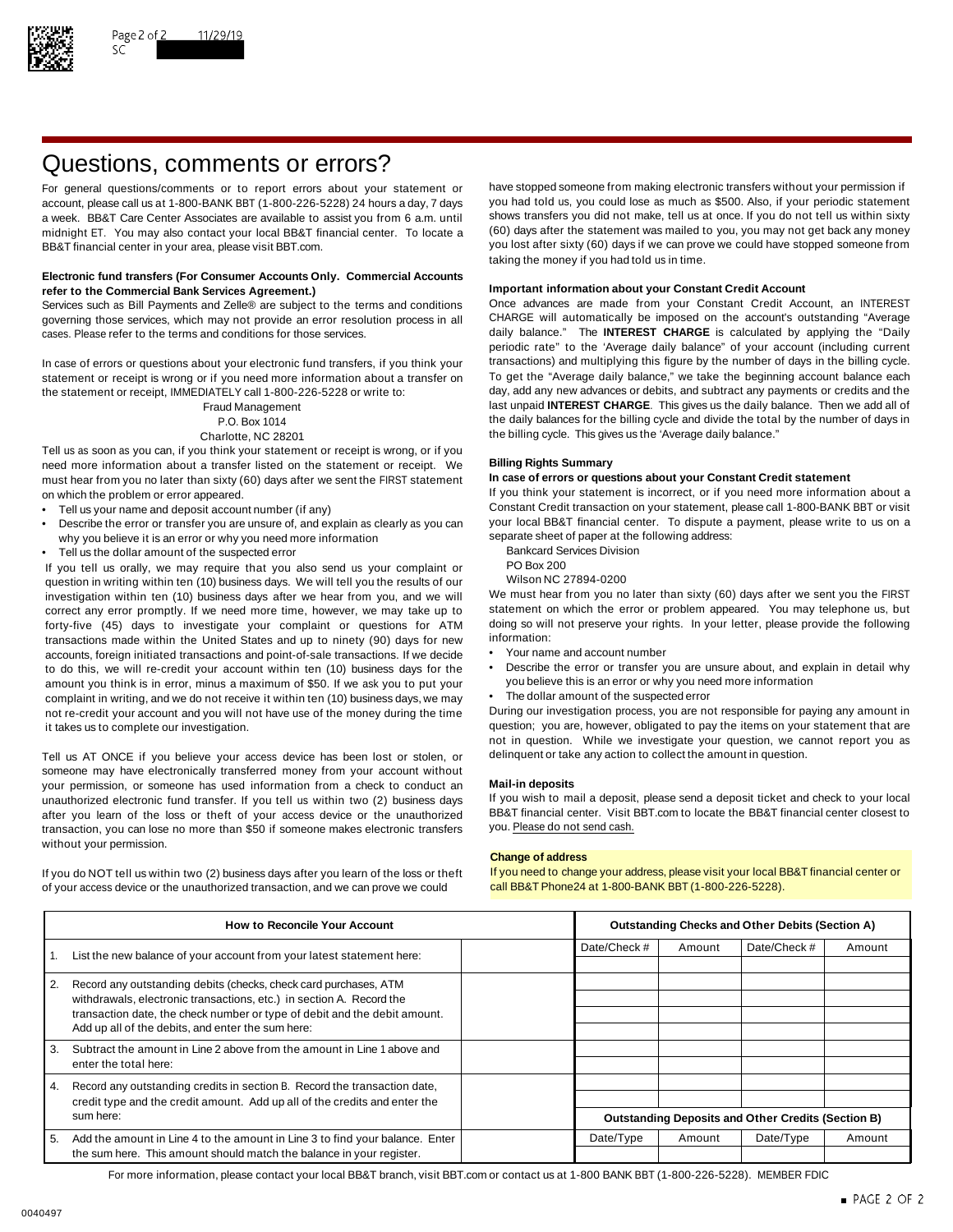# Questions, comments or errors?

For general questions/comments or to report errors about your statement or account, please call us at 1-800-BANK BBT (1-800-226-5228) 24 hours a day, 7 days a week. BB&T Care Center Associates are available to assist you from 6 a.m. until midnight ET. You may also contact your local BB&T financial center. To locate a BB&T financial center in your area, please visit BBT.com.

**Electronic fund transfers (For Consumer Accounts Only. Commercial Accounts refer to the Commercial Bank Services Agreement.)**

Services such as Bill Payments and Zelle® are subject to the terms and conditions governing those services, which may not provide an error resolution process in all cases. Please refer to the terms and conditions for those services.

In case of errors or questions about your electronic fund transfers, if you think your statement or receipt is wrong or if you need more information about a transfer on the statement or receipt, IMMEDIATELY call 1-800-226-5228 or write to:

Fraud Management
P.O. Box 1014
Charlotte, NC 28201

Tell us as soon as you can, if you think your statement or receipt is wrong, or if you need more information about a transfer listed on the statement or receipt. We must hear from you no later than sixty (60) days after we sent the FIRST statement on which the problem or error appeared.

- Tell us your name and deposit account number (if any)
- Describe the error or transfer you are unsure of, and explain as clearly as you can why you believe it is an error or why you need more information
- Tell us the dollar amount of the suspected error

If you tell us orally, we may require that you also send us your complaint or question in writing within ten (10) business days. We will tell you the results of our investigation within ten (10) business days after we hear from you, and we will correct any error promptly. If we need more time, however, we may take up to forty-five (45) days to investigate your complaint or questions for ATM transactions made within the United States and up to ninety (90) days for new accounts, foreign initiated transactions and point-of-sale transactions. If we decide to do this, we will re-credit your account within ten (10) business days for the amount you think is in error, minus a maximum of $50. If we ask you to put your complaint in writing, and we do not receive it within ten (10) business days, we may not re-credit your account and you will not have use of the money during the time it takes us to complete our investigation.

Tell us AT ONCE if you believe your access device has been lost or stolen, or someone may have electronically transferred money from your account without your permission, or someone has used information from a check to conduct an unauthorized electronic fund transfer. If you tell us within two (2) business days after you learn of the loss or theft of your access device or the unauthorized transaction, you can lose no more than $50 if someone makes electronic transfers without your permission.

If you do NOT tell us within two (2) business days after you learn of the loss or theft of your access device or the unauthorized transaction, and we can prove we could have stopped someone from making electronic transfers without your permission if you had told us, you could lose as much as $500. Also, if your periodic statement shows transfers you did not make, tell us at once. If you do not tell us within sixty (60) days after the statement was mailed to you, you may not get back any money you lost after sixty (60) days if we can prove we could have stopped someone from taking the money if you had told us in time.

**Important information about your Constant Credit Account**

Once advances are made from your Constant Credit Account, an INTEREST CHARGE will automatically be imposed on the account's outstanding "Average daily balance." The **INTEREST CHARGE** is calculated by applying the "Daily periodic rate" to the 'Average daily balance" of your account (including current transactions) and multiplying this figure by the number of days in the billing cycle. To get the "Average daily balance," we take the beginning account balance each day, add any new advances or debits, and subtract any payments or credits and the last unpaid **INTEREST CHARGE**. This gives us the daily balance. Then we add all of the daily balances for the billing cycle and divide the total by the number of days in the billing cycle. This gives us the 'Average daily balance."

**Billing Rights Summary**

**In case of errors or questions about your Constant Credit statement**

If you think your statement is incorrect, or if you need more information about a Constant Credit transaction on your statement, please call 1-800-BANK BBT or visit your local BB&T financial center. To dispute a payment, please write to us on a separate sheet of paper at the following address:

Bankcard Services Division
PO Box 200
Wilson NC 27894-0200

We must hear from you no later than sixty (60) days after we sent you the FIRST statement on which the error or problem appeared. You may telephone us, but doing so will not preserve your rights. In your letter, please provide the following information:

- Your name and account number
- Describe the error or transfer you are unsure about, and explain in detail why you believe this is an error or why you need more information
- The dollar amount of the suspected error

During our investigation process, you are not responsible for paying any amount in question; you are, however, obligated to pay the items on your statement that are not in question. While we investigate your question, we cannot report you as delinquent or take any action to collect the amount in question.

**Mail-in deposits**

If you wish to mail a deposit, please send a deposit ticket and check to your local BB&T financial center. Visit BBT.com to locate the BB&T financial center closest to you. Please do not send cash.

**Change of address**

If you need to change your address, please visit your local BB&T financial center or call BB&T Phone24 at 1-800-BANK BBT (1-800-226-5228).

| How to Reconcile Your Account | | |
|---|---|---|
| 1. | List the new balance of your account from your latest statement here: | |
| 2. | Record any outstanding debits (checks, check card purchases, ATM withdrawals, electronic transactions, etc.) in section A. Record the transaction date, the check number or type of debit and the debit amount. Add up all of the debits, and enter the sum here: | |
| 3. | Subtract the amount in Line 2 above from the amount in Line 1 above and enter the total here: | |
| 4. | Record any outstanding credits in section B. Record the transaction date, credit type and the credit amount. Add up all of the credits and enter the sum here: | |
| 5. | Add the amount in Line 4 to the amount in Line 3 to find your balance. Enter the sum here. This amount should match the balance in your register. | |

| Outstanding Checks and Other Debits (Section A) | | | |
|---|---|---|---|
| Date/Check # | Amount | Date/Check # | Amount |
| | | | |
| | | | |
| | | | |
| | | | |
| | | | |
| | | | |
| | | | |
| | | | |
| | | | |

| Outstanding Deposits and Other Credits (Section B) | | | |
|---|---|---|---|
| Date/Type | Amount | Date/Type | Amount |
| | | | |

For more information, please contact your local BB&T branch, visit BBT.com or contact us at 1-800 BANK BBT (1-800-226-5228). MEMBER FDIC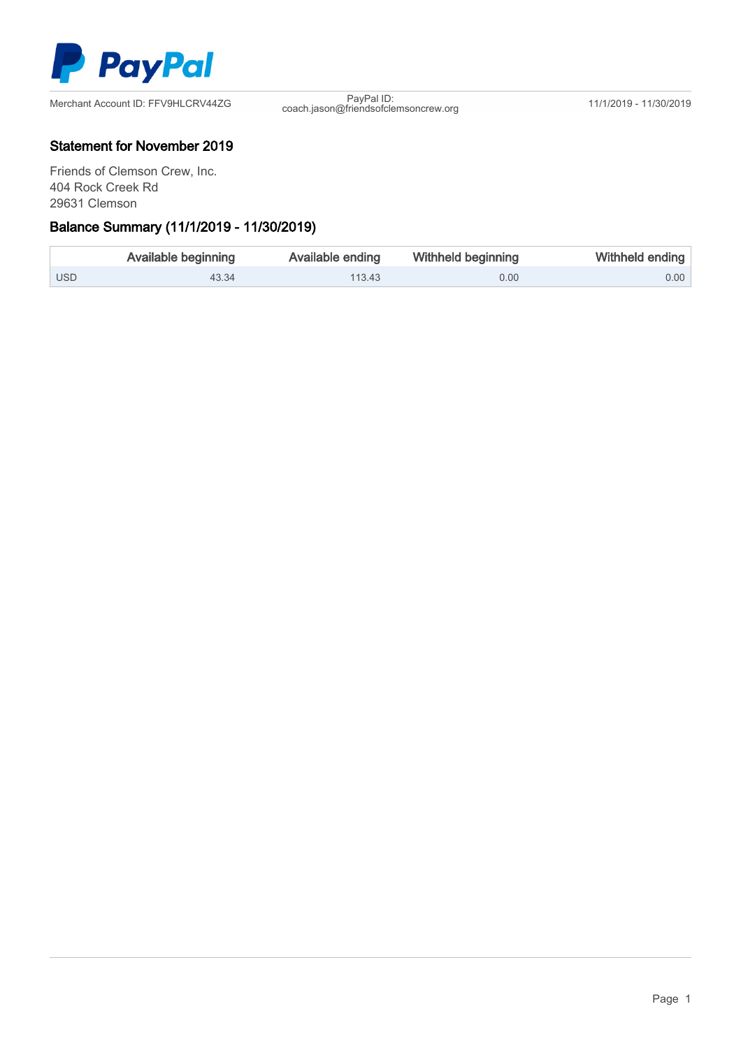PayPal

Merchant Account ID: FFV9HLCRV44ZG

PayPal ID: coach.jason@friendsofclemsoncrew.org

11/1/2019 - 11/30/2019

## Statement for November 2019

Friends of Clemson Crew, Inc.
404 Rock Creek Rd
29631 Clemson

## Balance Summary (11/1/2019 - 11/30/2019)

| | Available beginning | Available ending | Withheld beginning | Withheld ending |
|---|---|---|---|---|
| USD | 43.34 | 113.43 | 0.00 | 0.00 |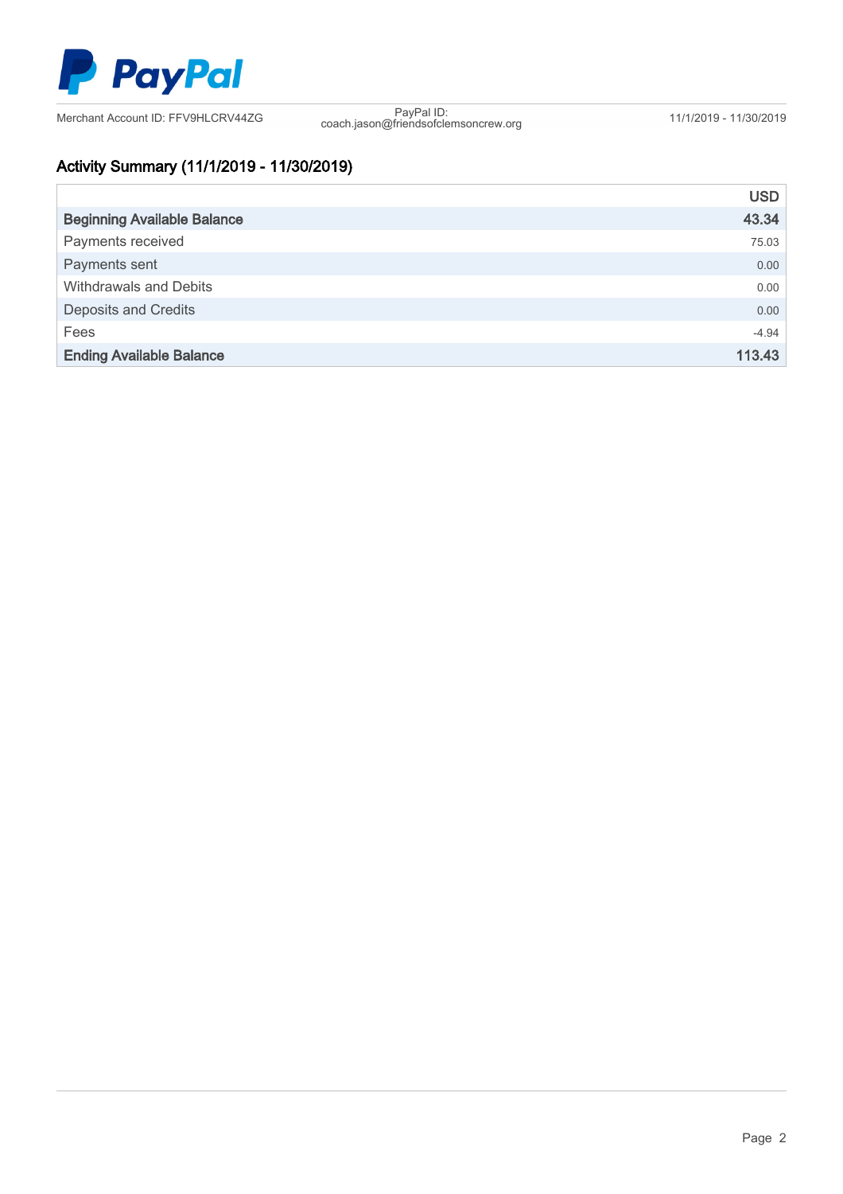PayPal

Merchant Account ID: FFV9HLCRV44ZG | PayPal ID: coach.jason@friendsofclemsoncrew.org | 11/1/2019 - 11/30/2019

## Activity Summary (11/1/2019 - 11/30/2019)

| | USD |
|---|---|
| **Beginning Available Balance** | **43.34** |
| Payments received | 75.03 |
| Payments sent | 0.00 |
| Withdrawals and Debits | 0.00 |
| Deposits and Credits | 0.00 |
| Fees | -4.94 |
| **Ending Available Balance** | **113.43** |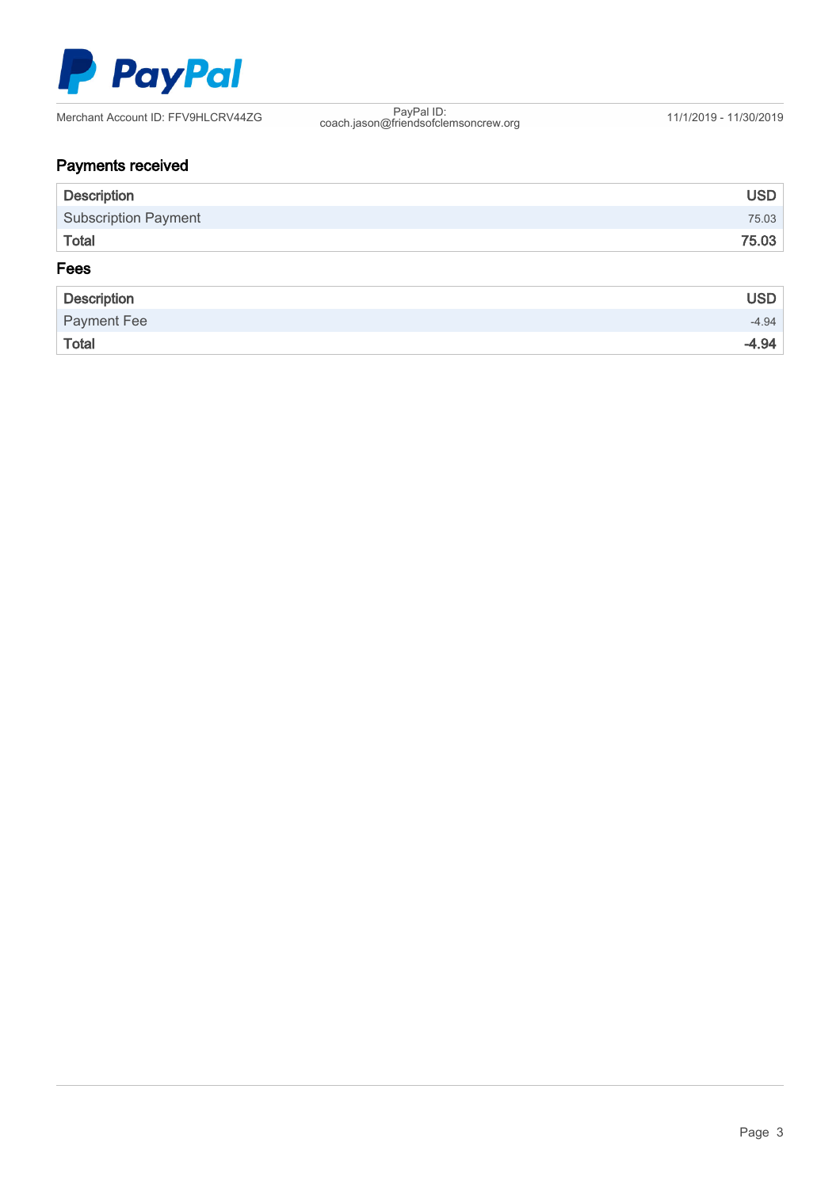Merchant Account ID: FFV9HLCRV44ZG | PayPal ID: coach.jason@friendsofclemsoncrew.org | 11/1/2019 - 11/30/2019

## Payments received

| Description | USD |
|---|---|
| Subscription Payment | 75.03 |
| **Total** | **75.03** |

## Fees

| Description | USD |
|---|---|
| Payment Fee | -4.94 |
| **Total** | **-4.94** |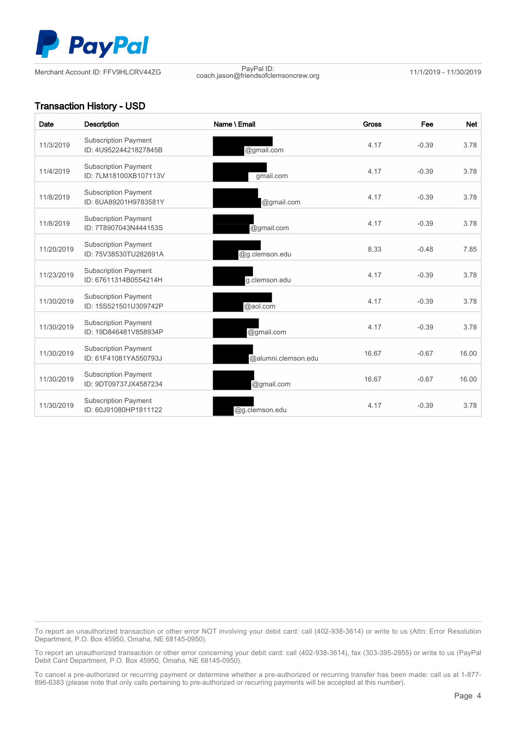PayPal

Merchant Account ID: FFV9HLCRV44ZG

PayPal ID:
coach.jason@friendsofclemsoncrew.org

11/1/2019 - 11/30/2019

## Transaction History - USD

| Date | Description | Name \ Email | Gross | Fee | Net |
|---|---|---|---|---|---|
| 11/3/2019 | Subscription Payment<br>ID: 4U95224421827845B | @gmail.com | 4.17 | -0.39 | 3.78 |
| 11/4/2019 | Subscription Payment<br>ID: 7LM18100XB107113V | gmail.com | 4.17 | -0.39 | 3.78 |
| 11/8/2019 | Subscription Payment<br>ID: 6UA89201H9783581Y | @gmail.com | 4.17 | -0.39 | 3.78 |
| 11/8/2019 | Subscription Payment<br>ID: 7T8907043N444153S | @gmail.com | 4.17 | -0.39 | 3.78 |
| 11/20/2019 | Subscription Payment<br>ID: 75V38530TU282691A | @g.clemson.edu | 8.33 | -0.48 | 7.85 |
| 11/23/2019 | Subscription Payment<br>ID: 67611314B0554214H | g.clemson.edu | 4.17 | -0.39 | 3.78 |
| 11/30/2019 | Subscription Payment<br>ID: 15S521501U309742P | @aol.com | 4.17 | -0.39 | 3.78 |
| 11/30/2019 | Subscription Payment<br>ID: 19D846481V858934P | @gmail.com | 4.17 | -0.39 | 3.78 |
| 11/30/2019 | Subscription Payment<br>ID: 61F41081YA550793J | @alumni.clemson.edu | 16.67 | -0.67 | 16.00 |
| 11/30/2019 | Subscription Payment<br>ID: 9DT09737JX4587234 | @gmail.com | 16.67 | -0.67 | 16.00 |
| 11/30/2019 | Subscription Payment<br>ID: 60J91080HP1811122 | @g.clemson.edu | 4.17 | -0.39 | 3.78 |

To report an unauthorized transaction or other error NOT involving your debit card: call (402-938-3614) or write to us (Attn: Error Resolution Department, P.O. Box 45950, Omaha, NE 68145-0950).

To report an unauthorized transaction or other error concerning your debit card: call (402-938-3614), fax (303-395-2855) or write to us (PayPal Debit Card Department, P.O. Box 45950, Omaha, NE 68145-0950).

To cancel a pre-authorized or recurring payment or determine whether a pre-authorized or recurring transfer has been made: call us at 1-877-896-6383 (please note that only calls pertaining to pre-authorized or recurring payments will be accepted at this number).